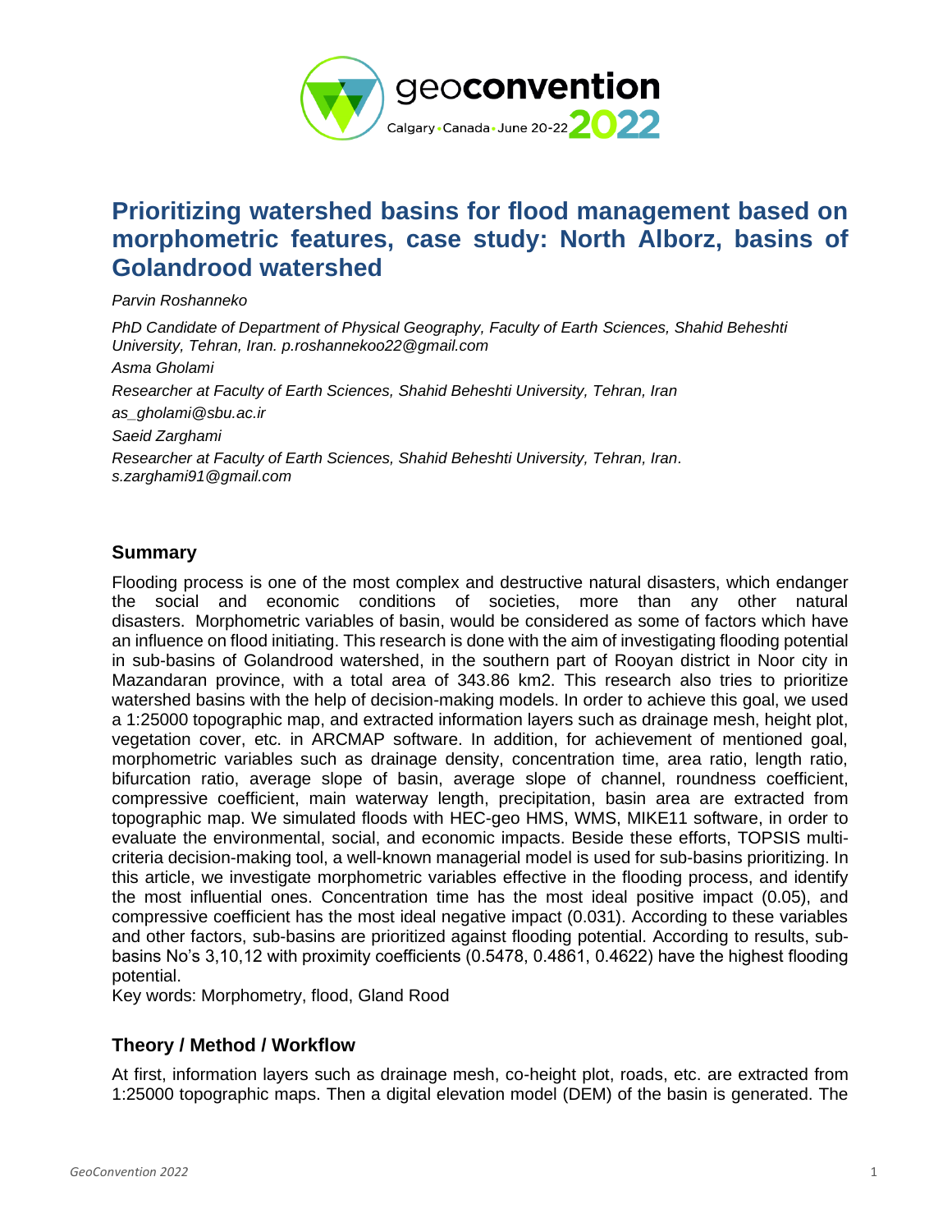# Prioritizing watershed basins for flood management based on morphometric features, case study: North Alborz, basins of Golandrood watershed

*Parvin Roshanneko*

*PhD Candidate of Department of Physical Geography, Faculty of Earth Sciences, Shahid Beheshti University, Tehran, Iran. p.roshannekoo22@gmail.com*

*Asma Gholami*

*Researcher at Faculty of Earth Sciences, Shahid Beheshti University, Tehran, Iran*

*as_gholami@sbu.ac.ir*

*Saeid Zarghami*

*Researcher at Faculty of Earth Sciences, Shahid Beheshti University, Tehran, Iran. s.zarghami91@gmail.com*

## Summary

Flooding process is one of the most complex and destructive natural disasters, which endanger the social and economic conditions of societies, more than any other natural disasters. Morphometric variables of basin, would be considered as some of factors which have an influence on flood initiating. This research is done with the aim of investigating flooding potential in sub-basins of Golandrood watershed, in the southern part of Rooyan district in Noor city in Mazandaran province, with a total area of 343.86 km2. This research also tries to prioritize watershed basins with the help of decision-making models. In order to achieve this goal, we used a 1:25000 topographic map, and extracted information layers such as drainage mesh, height plot, vegetation cover, etc. in ARCMAP software. In addition, for achievement of mentioned goal, morphometric variables such as drainage density, concentration time, area ratio, length ratio, bifurcation ratio, average slope of basin, average slope of channel, roundness coefficient, compressive coefficient, main waterway length, precipitation, basin area are extracted from topographic map. We simulated floods with HEC-geo HMS, WMS, MIKE11 software, in order to evaluate the environmental, social, and economic impacts. Beside these efforts, TOPSIS multi-criteria decision-making tool, a well-known managerial model is used for sub-basins prioritizing. In this article, we investigate morphometric variables effective in the flooding process, and identify the most influential ones. Concentration time has the most ideal positive impact (0.05), and compressive coefficient has the most ideal negative impact (0.031). According to these variables and other factors, sub-basins are prioritized against flooding potential. According to results, sub-basins No's 3,10,12 with proximity coefficients (0.5478, 0.4861, 0.4622) have the highest flooding potential.

Key words: Morphometry, flood, Gland Rood

## Theory / Method / Workflow

At first, information layers such as drainage mesh, co-height plot, roads, etc. are extracted from 1:25000 topographic maps. Then a digital elevation model (DEM) of the basin is generated. The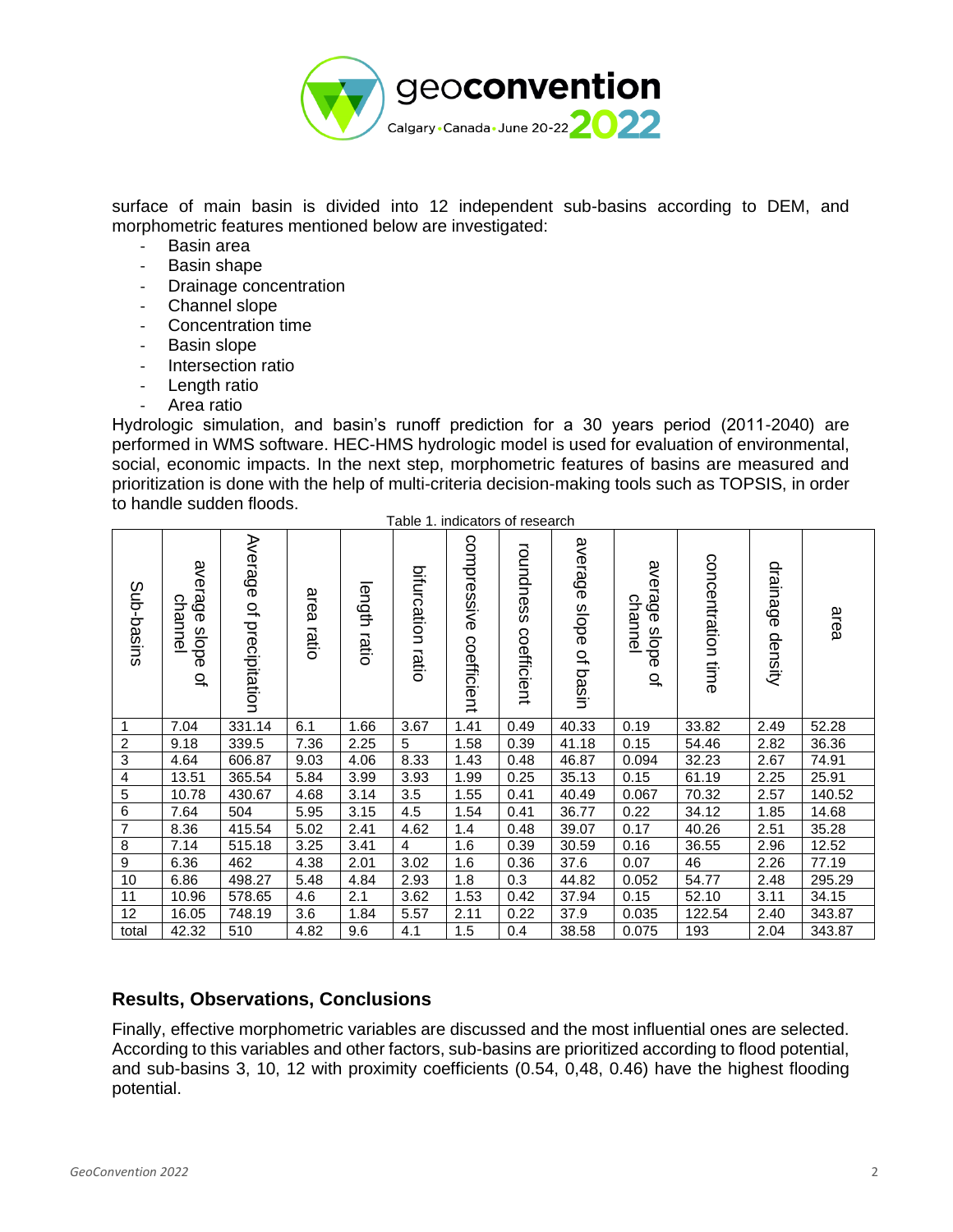surface of main basin is divided into 12 independent sub-basins according to DEM, and morphometric features mentioned below are investigated:

- Basin area
- Basin shape
- Drainage concentration
- Channel slope
- Concentration time
- Basin slope
- Intersection ratio
- Length ratio
- Area ratio

Hydrologic simulation, and basin's runoff prediction for a 30 years period (2011-2040) are performed in WMS software. HEC-HMS hydrologic model is used for evaluation of environmental, social, economic impacts. In the next step, morphometric features of basins are measured and prioritization is done with the help of multi-criteria decision-making tools such as TOPSIS, in order to handle sudden floods.

Table 1. indicators of research

| Sub-basins | average slope of channel | Average of precipitation | area ratio | length ratio | bifurcation ratio | compressive coefficient | roundness coefficient | average slope of basin | average slope of chanel | concentration time | drainage density | area |
|---|---|---|---|---|---|---|---|---|---|---|---|---|
| 1 | 7.04 | 331.14 | 6.1 | 1.66 | 3.67 | 1.41 | 0.49 | 40.33 | 0.19 | 33.82 | 2.49 | 52.28 |
| 2 | 9.18 | 339.5 | 7.36 | 2.25 | 5 | 1.58 | 0.39 | 41.18 | 0.15 | 54.46 | 2.82 | 36.36 |
| 3 | 4.64 | 606.87 | 9.03 | 4.06 | 8.33 | 1.43 | 0.48 | 46.87 | 0.094 | 32.23 | 2.67 | 74.91 |
| 4 | 13.51 | 365.54 | 5.84 | 3.99 | 3.93 | 1.99 | 0.25 | 35.13 | 0.15 | 61.19 | 2.25 | 25.91 |
| 5 | 10.78 | 430.67 | 4.68 | 3.14 | 3.5 | 1.55 | 0.41 | 40.49 | 0.067 | 70.32 | 2.57 | 140.52 |
| 6 | 7.64 | 504 | 5.95 | 3.15 | 4.5 | 1.54 | 0.41 | 36.77 | 0.22 | 34.12 | 1.85 | 14.68 |
| 7 | 8.36 | 415.54 | 5.02 | 2.41 | 4.62 | 1.4 | 0.48 | 39.07 | 0.17 | 40.26 | 2.51 | 35.28 |
| 8 | 7.14 | 515.18 | 3.25 | 3.41 | 4 | 1.6 | 0.39 | 30.59 | 0.16 | 36.55 | 2.96 | 12.52 |
| 9 | 6.36 | 462 | 4.38 | 2.01 | 3.02 | 1.6 | 0.36 | 37.6 | 0.07 | 46 | 2.26 | 77.19 |
| 10 | 6.86 | 498.27 | 5.48 | 4.84 | 2.93 | 1.8 | 0.3 | 44.82 | 0.052 | 54.77 | 2.48 | 295.29 |
| 11 | 10.96 | 578.65 | 4.6 | 2.1 | 3.62 | 1.53 | 0.42 | 37.94 | 0.15 | 52.10 | 3.11 | 34.15 |
| 12 | 16.05 | 748.19 | 3.6 | 1.84 | 5.57 | 2.11 | 0.22 | 37.9 | 0.035 | 122.54 | 2.40 | 343.87 |
| total | 42.32 | 510 | 4.82 | 9.6 | 4.1 | 1.5 | 0.4 | 38.58 | 0.075 | 193 | 2.04 | 343.87 |

## Results, Observations, Conclusions

Finally, effective morphometric variables are discussed and the most influential ones are selected. According to this variables and other factors, sub-basins are prioritized according to flood potential, and sub-basins 3, 10, 12 with proximity coefficients (0.54, 0,48, 0.46) have the highest flooding potential.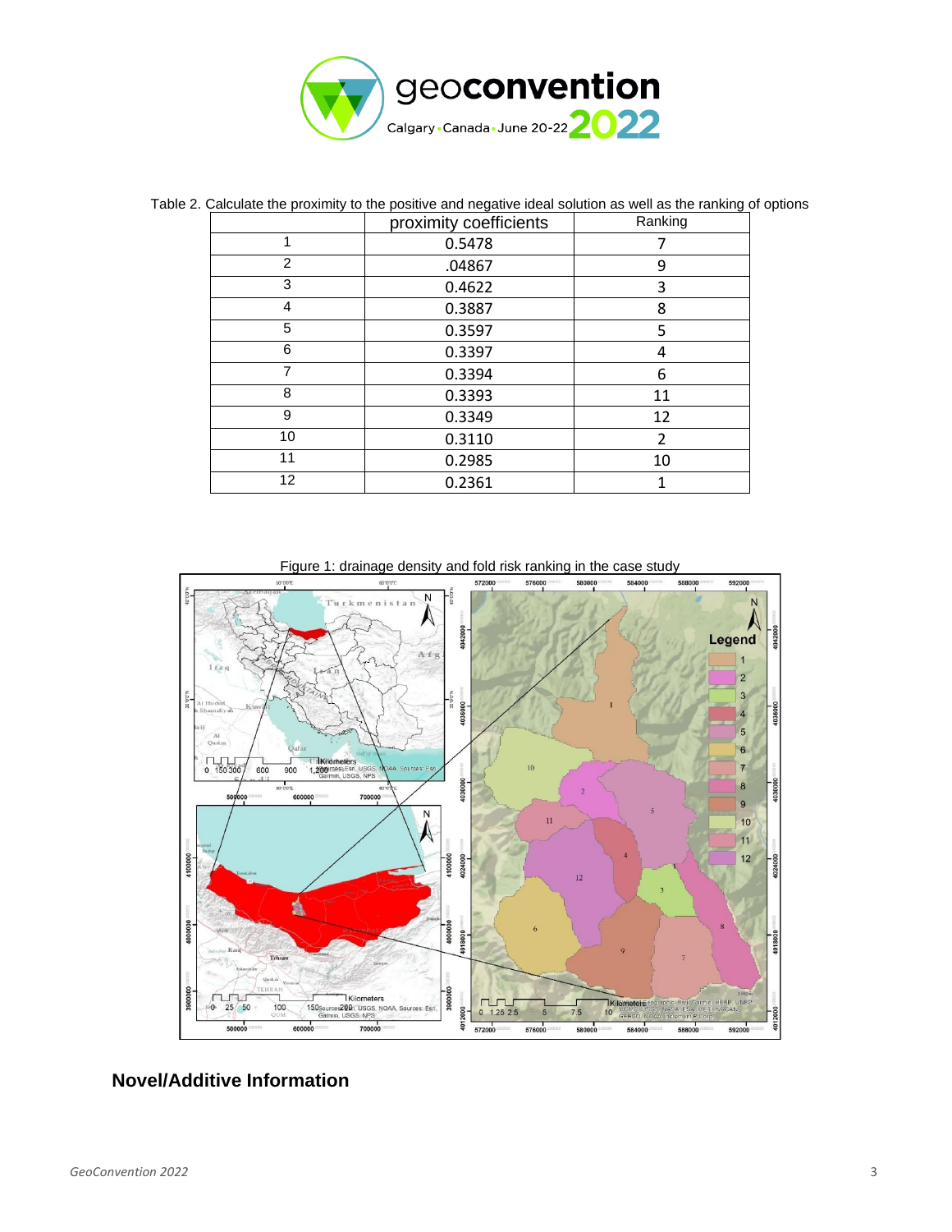Table 2. Calculate the proximity to the positive and negative ideal solution as well as the ranking of options

| | proximity coefficients | Ranking |
|---|---|---|
| 1 | 0.5478 | 7 |
| 2 | .04867 | 9 |
| 3 | 0.4622 | 3 |
| 4 | 0.3887 | 8 |
| 5 | 0.3597 | 5 |
| 6 | 0.3397 | 4 |
| 7 | 0.3394 | 6 |
| 8 | 0.3393 | 11 |
| 9 | 0.3349 | 12 |
| 10 | 0.3110 | 2 |
| 11 | 0.2985 | 10 |
| 12 | 0.2361 | 1 |

Figure 1: drainage density and fold risk ranking in the case study

## Novel/Additive Information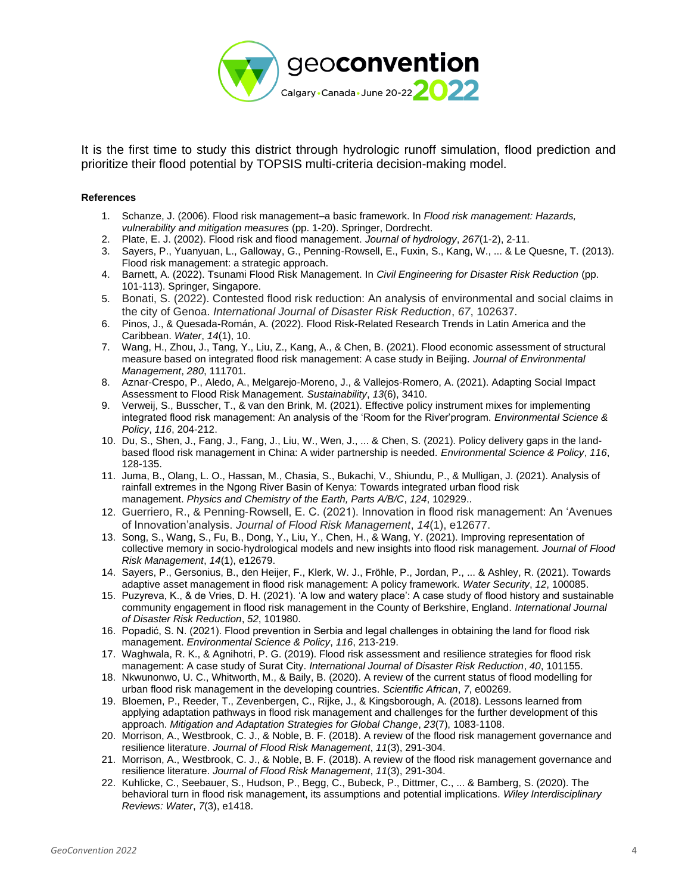It is the first time to study this district through hydrologic runoff simulation, flood prediction and prioritize their flood potential by TOPSIS multi-criteria decision-making model.

**References**

1. Schanze, J. (2006). Flood risk management–a basic framework. In *Flood risk management: Hazards, vulnerability and mitigation measures* (pp. 1-20). Springer, Dordrecht.
2. Plate, E. J. (2002). Flood risk and flood management. *Journal of hydrology*, *267*(1-2), 2-11.
3. Sayers, P., Yuanyuan, L., Galloway, G., Penning-Rowsell, E., Fuxin, S., Kang, W., ... & Le Quesne, T. (2013). Flood risk management: a strategic approach.
4. Barnett, A. (2022). Tsunami Flood Risk Management. In *Civil Engineering for Disaster Risk Reduction* (pp. 101-113). Springer, Singapore.
5. Bonati, S. (2022). Contested flood risk reduction: An analysis of environmental and social claims in the city of Genoa. *International Journal of Disaster Risk Reduction*, *67*, 102637.
6. Pinos, J., & Quesada-Román, A. (2022). Flood Risk-Related Research Trends in Latin America and the Caribbean. *Water*, *14*(1), 10.
7. Wang, H., Zhou, J., Tang, Y., Liu, Z., Kang, A., & Chen, B. (2021). Flood economic assessment of structural measure based on integrated flood risk management: A case study in Beijing. *Journal of Environmental Management*, *280*, 111701.
8. Aznar-Crespo, P., Aledo, A., Melgarejo-Moreno, J., & Vallejos-Romero, A. (2021). Adapting Social Impact Assessment to Flood Risk Management. *Sustainability*, *13*(6), 3410.
9. Verweij, S., Busscher, T., & van den Brink, M. (2021). Effective policy instrument mixes for implementing integrated flood risk management: An analysis of the 'Room for the River'program. *Environmental Science & Policy*, *116*, 204-212.
10. Du, S., Shen, J., Fang, J., Fang, J., Liu, W., Wen, J., ... & Chen, S. (2021). Policy delivery gaps in the land-based flood risk management in China: A wider partnership is needed. *Environmental Science & Policy*, *116*, 128-135.
11. Juma, B., Olang, L. O., Hassan, M., Chasia, S., Bukachi, V., Shiundu, P., & Mulligan, J. (2021). Analysis of rainfall extremes in the Ngong River Basin of Kenya: Towards integrated urban flood risk management. *Physics and Chemistry of the Earth, Parts A/B/C*, *124*, 102929..
12. Guerriero, R., & Penning‐Rowsell, E. C. (2021). Innovation in flood risk management: An 'Avenues of Innovation'analysis. *Journal of Flood Risk Management*, *14*(1), e12677.
13. Song, S., Wang, S., Fu, B., Dong, Y., Liu, Y., Chen, H., & Wang, Y. (2021). Improving representation of collective memory in socio‐hydrological models and new insights into flood risk management. *Journal of Flood Risk Management*, *14*(1), e12679.
14. Sayers, P., Gersonius, B., den Heijer, F., Klerk, W. J., Fröhle, P., Jordan, P., ... & Ashley, R. (2021). Towards adaptive asset management in flood risk management: A policy framework. *Water Security*, *12*, 100085.
15. Puzyreva, K., & de Vries, D. H. (2021). 'A low and watery place': A case study of flood history and sustainable community engagement in flood risk management in the County of Berkshire, England. *International Journal of Disaster Risk Reduction*, *52*, 101980.
16. Popadić, S. N. (2021). Flood prevention in Serbia and legal challenges in obtaining the land for flood risk management. *Environmental Science & Policy*, *116*, 213-219.
17. Waghwala, R. K., & Agnihotri, P. G. (2019). Flood risk assessment and resilience strategies for flood risk management: A case study of Surat City. *International Journal of Disaster Risk Reduction*, *40*, 101155.
18. Nkwunonwo, U. C., Whitworth, M., & Baily, B. (2020). A review of the current status of flood modelling for urban flood risk management in the developing countries. *Scientific African*, *7*, e00269.
19. Bloemen, P., Reeder, T., Zevenbergen, C., Rijke, J., & Kingsborough, A. (2018). Lessons learned from applying adaptation pathways in flood risk management and challenges for the further development of this approach. *Mitigation and Adaptation Strategies for Global Change*, *23*(7), 1083-1108.
20. Morrison, A., Westbrook, C. J., & Noble, B. F. (2018). A review of the flood risk management governance and resilience literature. *Journal of Flood Risk Management*, *11*(3), 291-304.
21. Morrison, A., Westbrook, C. J., & Noble, B. F. (2018). A review of the flood risk management governance and resilience literature. *Journal of Flood Risk Management*, *11*(3), 291-304.
22. Kuhlicke, C., Seebauer, S., Hudson, P., Begg, C., Bubeck, P., Dittmer, C., ... & Bamberg, S. (2020). The behavioral turn in flood risk management, its assumptions and potential implications. *Wiley Interdisciplinary Reviews: Water*, *7*(3), e1418.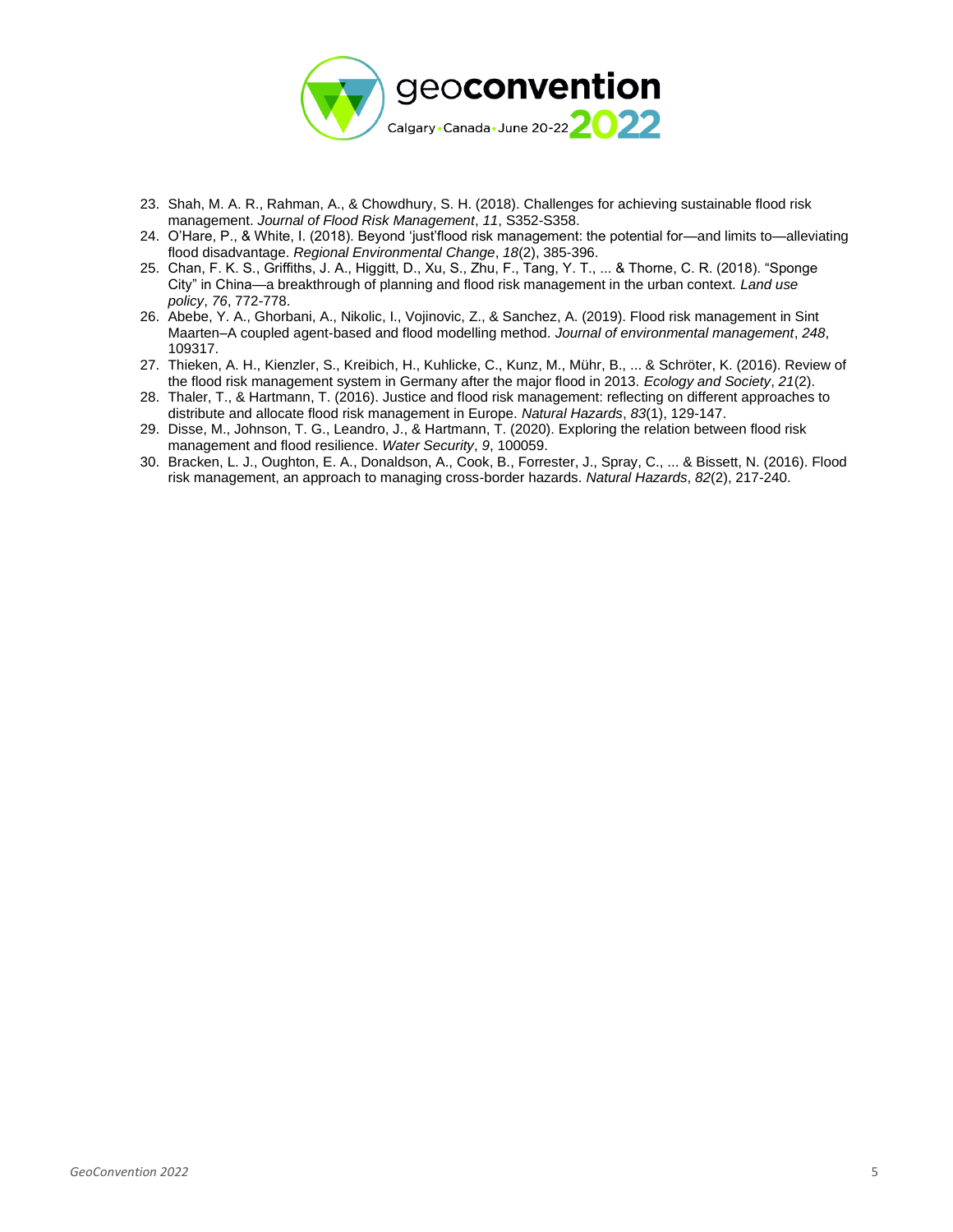23. Shah, M. A. R., Rahman, A., & Chowdhury, S. H. (2018). Challenges for achieving sustainable flood risk management. *Journal of Flood Risk Management*, *11*, S352-S358.
24. O'Hare, P., & White, I. (2018). Beyond 'just'flood risk management: the potential for—and limits to—alleviating flood disadvantage. *Regional Environmental Change*, *18*(2), 385-396.
25. Chan, F. K. S., Griffiths, J. A., Higgitt, D., Xu, S., Zhu, F., Tang, Y. T., ... & Thorne, C. R. (2018). "Sponge City" in China—a breakthrough of planning and flood risk management in the urban context. *Land use policy*, *76*, 772-778.
26. Abebe, Y. A., Ghorbani, A., Nikolic, I., Vojinovic, Z., & Sanchez, A. (2019). Flood risk management in Sint Maarten–A coupled agent-based and flood modelling method. *Journal of environmental management*, *248*, 109317.
27. Thieken, A. H., Kienzler, S., Kreibich, H., Kuhlicke, C., Kunz, M., Mühr, B., ... & Schröter, K. (2016). Review of the flood risk management system in Germany after the major flood in 2013. *Ecology and Society*, *21*(2).
28. Thaler, T., & Hartmann, T. (2016). Justice and flood risk management: reflecting on different approaches to distribute and allocate flood risk management in Europe. *Natural Hazards*, *83*(1), 129-147.
29. Disse, M., Johnson, T. G., Leandro, J., & Hartmann, T. (2020). Exploring the relation between flood risk management and flood resilience. *Water Security*, *9*, 100059.
30. Bracken, L. J., Oughton, E. A., Donaldson, A., Cook, B., Forrester, J., Spray, C., ... & Bissett, N. (2016). Flood risk management, an approach to managing cross-border hazards. *Natural Hazards*, *82*(2), 217-240.